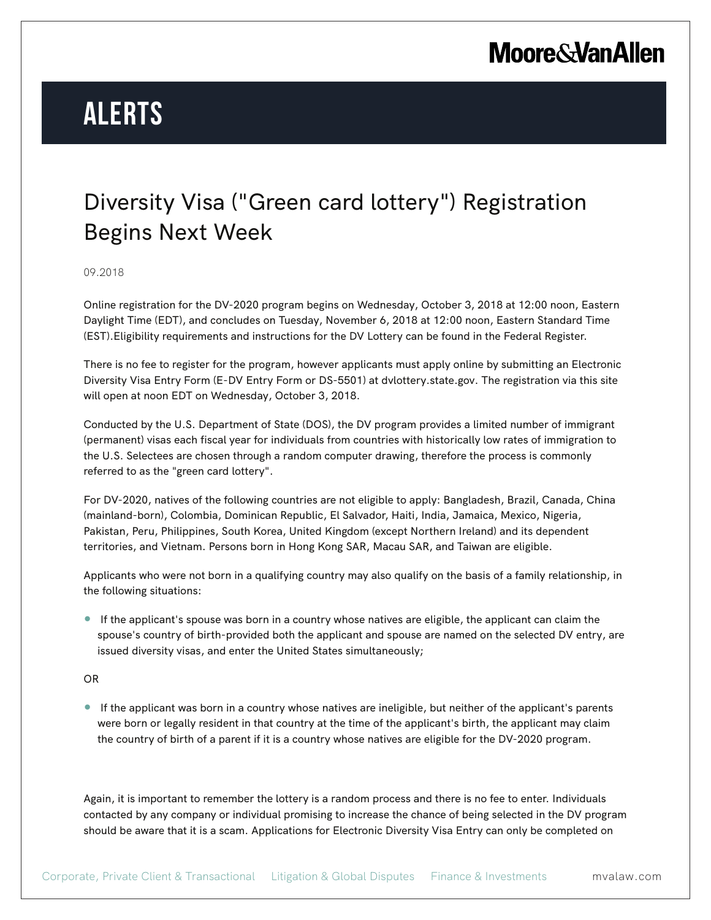# ALERTS

## Diversity Visa ("Green card lottery") Registration Begins Next Week

09.2018

Online registration for the DV-2020 program begins on Wednesday, October 3, 2018 at 12:00 noon, Eastern Daylight Time (EDT), and concludes on Tuesday, November 6, 2018 at 12:00 noon, Eastern Standard Time (EST).Eligibility requirements and instructions for the DV Lottery can be found in the Federal Register.

There is no fee to register for the program, however applicants must apply online by submitting an Electronic Diversity Visa Entry Form (E-DV Entry Form or DS-5501) at dvlottery.state.gov. The registration via this site will open at noon EDT on Wednesday, October 3, 2018.

Conducted by the U.S. Department of State (DOS), the DV program provides a limited number of immigrant (permanent) visas each fiscal year for individuals from countries with historically low rates of immigration to the U.S. Selectees are chosen through a random computer drawing, therefore the process is commonly referred to as the "green card lottery".

For DV-2020, natives of the following countries are not eligible to apply: Bangladesh, Brazil, Canada, China (mainland-born), Colombia, Dominican Republic, El Salvador, Haiti, India, Jamaica, Mexico, Nigeria, Pakistan, Peru, Philippines, South Korea, United Kingdom (except Northern Ireland) and its dependent territories, and Vietnam. Persons born in Hong Kong SAR, Macau SAR, and Taiwan are eligible.

Applicants who were not born in a qualifying country may also qualify on the basis of a family relationship, in the following situations:

- If the applicant's spouse was born in a country whose natives are eligible, the applicant can claim the spouse's country of birth-provided both the applicant and spouse are named on the selected DV entry, are issued diversity visas, and enter the United States simultaneously;

OR

- If the applicant was born in a country whose natives are ineligible, but neither of the applicant's parents were born or legally resident in that country at the time of the applicant's birth, the applicant may claim the country of birth of a parent if it is a country whose natives are eligible for the DV-2020 program.

Again, it is important to remember the lottery is a random process and there is no fee to enter. Individuals contacted by any company or individual promising to increase the chance of being selected in the DV program should be aware that it is a scam. Applications for Electronic Diversity Visa Entry can only be completed on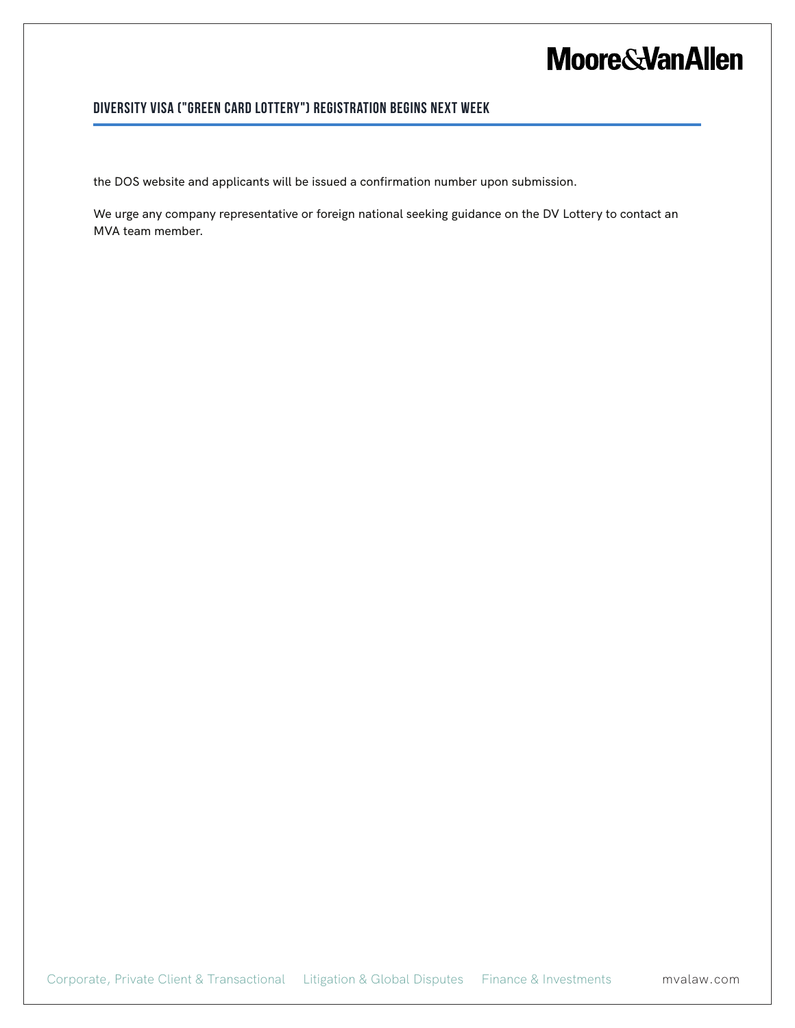the DOS website and applicants will be issued a confirmation number upon submission.

We urge any company representative or foreign national seeking guidance on the DV Lottery to contact an MVA team member.